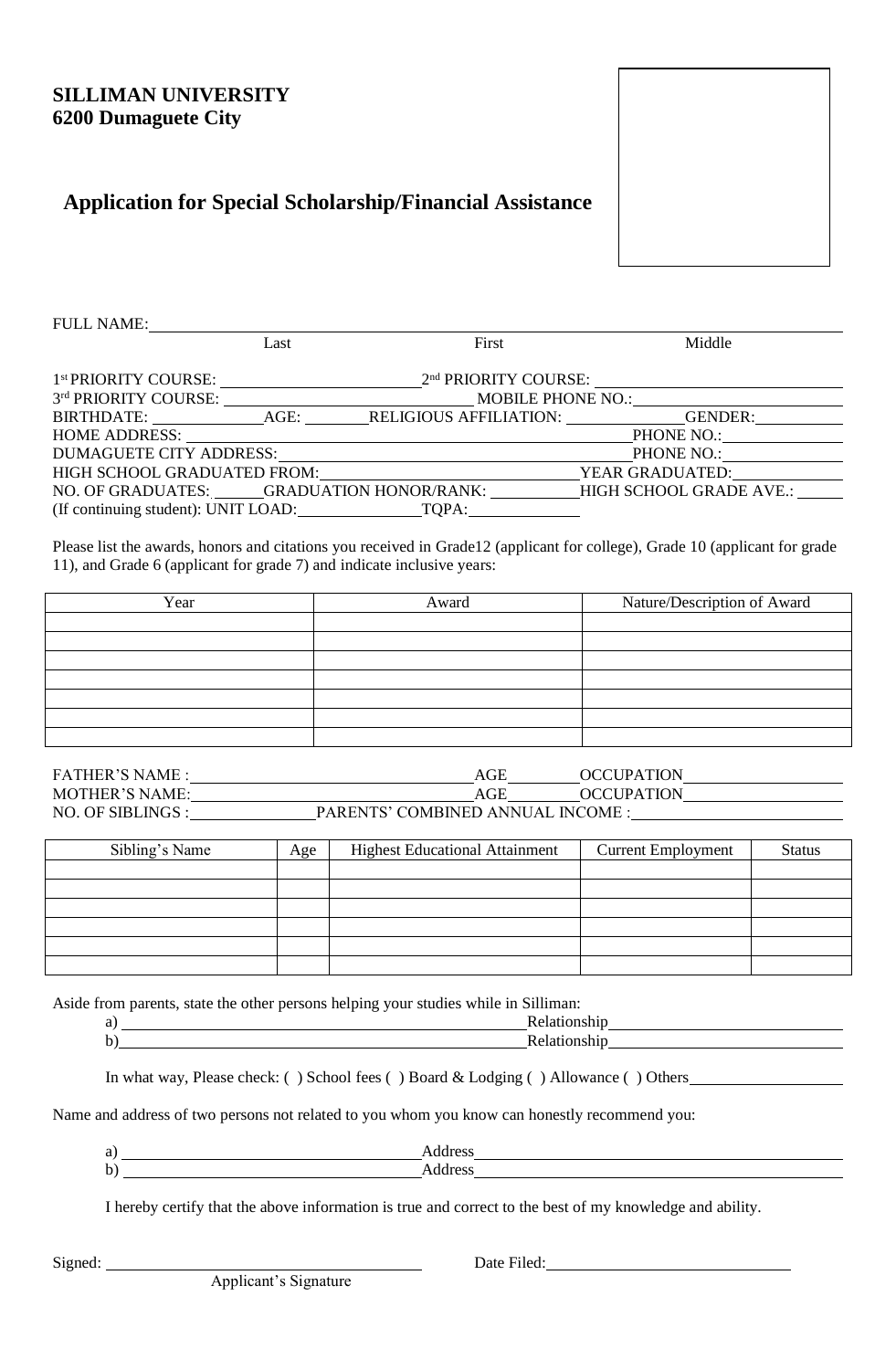**SILLIMAN UNIVERSITY**
**6200 Dumaguete City**

## Application for Special Scholarship/Financial Assistance

FULL NAME: ______________________________________________
Last First Middle

1st PRIORITY COURSE: ____________ 2nd PRIORITY COURSE: ____________
3rd PRIORITY COURSE: ____________ MOBILE PHONE NO.: ____________
BIRTHDATE: ________ AGE: ______ RELIGIOUS AFFILIATION: ________ GENDER: ______
HOME ADDRESS: ______________________________ PHONE NO.: ________
DUMAGUETE CITY ADDRESS: ______________________ PHONE NO.: ________
HIGH SCHOOL GRADUATED FROM: __________________ YEAR GRADUATED: ________
NO. OF GRADUATES: ____ GRADUATION HONOR/RANK: ________ HIGH SCHOOL GRADE AVE.: ____
(If continuing student): UNIT LOAD: ________ TQPA: ________

Please list the awards, honors and citations you received in Grade12 (applicant for college), Grade 10 (applicant for grade 11), and Grade 6 (applicant for grade 7) and indicate inclusive years:

| Year | Award | Nature/Description of Award |
|---|---|---|
| | | |
| | | |
| | | |
| | | |
| | | |
| | | |
| | | |

FATHER'S NAME : ______________________ AGE ______ OCCUPATION ______________
MOTHER'S NAME: ______________________ AGE ______ OCCUPATION ______________
NO. OF SIBLINGS : ________ PARENTS' COMBINED ANNUAL INCOME : ______________

| Sibling's Name | Age | Highest Educational Attainment | Current Employment | Status |
|---|---|---|---|---|
| | | | | |
| | | | | |
| | | | | |
| | | | | |
| | | | | |
| | | | | |

Aside from parents, state the other persons helping your studies while in Silliman:

a) ______________________________ Relationship ______________
b) ______________________________ Relationship ______________

In what way, Please check: ( ) School fees ( ) Board & Lodging ( ) Allowance ( ) Others ____________

Name and address of two persons not related to you whom you know can honestly recommend you:

a) ______________________ Address ______________________________
b) ______________________ Address ______________________________

I hereby certify that the above information is true and correct to the best of my knowledge and ability.

Signed: ______________________ Date Filed: ______________________
Applicant's Signature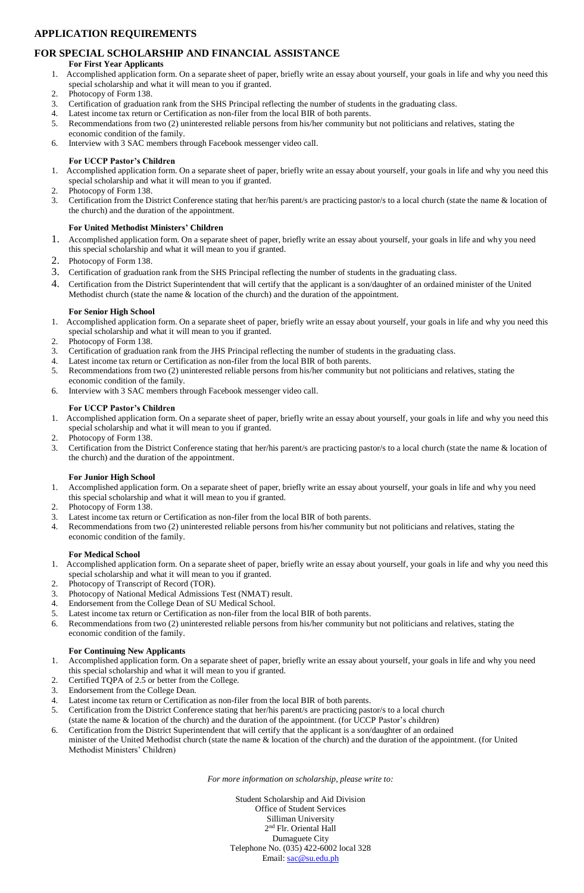## APPLICATION REQUIREMENTS

## FOR SPECIAL SCHOLARSHIP AND FINANCIAL ASSISTANCE

### For First Year Applicants

1. Accomplished application form. On a separate sheet of paper, briefly write an essay about yourself, your goals in life and why you need this special scholarship and what it will mean to you if granted.
2. Photocopy of Form 138.
3. Certification of graduation rank from the SHS Principal reflecting the number of students in the graduating class.
4. Latest income tax return or Certification as non-filer from the local BIR of both parents.
5. Recommendations from two (2) uninterested reliable persons from his/her community but not politicians and relatives, stating the economic condition of the family.
6. Interview with 3 SAC members through Facebook messenger video call.

### For UCCP Pastor's Children

1. Accomplished application form. On a separate sheet of paper, briefly write an essay about yourself, your goals in life and why you need this special scholarship and what it will mean to you if granted.
2. Photocopy of Form 138.
3. Certification from the District Conference stating that her/his parent/s are practicing pastor/s to a local church (state the name & location of the church) and the duration of the appointment.

### For United Methodist Ministers' Children

1. Accomplished application form. On a separate sheet of paper, briefly write an essay about yourself, your goals in life and why you need this special scholarship and what it will mean to you if granted.
2. Photocopy of Form 138.
3. Certification of graduation rank from the SHS Principal reflecting the number of students in the graduating class.
4. Certification from the District Superintendent that will certify that the applicant is a son/daughter of an ordained minister of the United Methodist church (state the name & location of the church) and the duration of the appointment.

### For Senior High School

1. Accomplished application form. On a separate sheet of paper, briefly write an essay about yourself, your goals in life and why you need this special scholarship and what it will mean to you if granted.
2. Photocopy of Form 138.
3. Certification of graduation rank from the JHS Principal reflecting the number of students in the graduating class.
4. Latest income tax return or Certification as non-filer from the local BIR of both parents.
5. Recommendations from two (2) uninterested reliable persons from his/her community but not politicians and relatives, stating the economic condition of the family.
6. Interview with 3 SAC members through Facebook messenger video call.

### For UCCP Pastor's Children

1. Accomplished application form. On a separate sheet of paper, briefly write an essay about yourself, your goals in life and why you need this special scholarship and what it will mean to you if granted.
2. Photocopy of Form 138.
3. Certification from the District Conference stating that her/his parent/s are practicing pastor/s to a local church (state the name & location of the church) and the duration of the appointment.

### For Junior High School

1. Accomplished application form. On a separate sheet of paper, briefly write an essay about yourself, your goals in life and why you need this special scholarship and what it will mean to you if granted.
2. Photocopy of Form 138.
3. Latest income tax return or Certification as non-filer from the local BIR of both parents.
4. Recommendations from two (2) uninterested reliable persons from his/her community but not politicians and relatives, stating the economic condition of the family.

### For Medical School

1. Accomplished application form. On a separate sheet of paper, briefly write an essay about yourself, your goals in life and why you need this special scholarship and what it will mean to you if granted.
2. Photocopy of Transcript of Record (TOR).
3. Photocopy of National Medical Admissions Test (NMAT) result.
4. Endorsement from the College Dean of SU Medical School.
5. Latest income tax return or Certification as non-filer from the local BIR of both parents.
6. Recommendations from two (2) uninterested reliable persons from his/her community but not politicians and relatives, stating the economic condition of the family.

### For Continuing New Applicants

1. Accomplished application form. On a separate sheet of paper, briefly write an essay about yourself, your goals in life and why you need this special scholarship and what it will mean to you if granted.
2. Certified TQPA of 2.5 or better from the College.
3. Endorsement from the College Dean.
4. Latest income tax return or Certification as non-filer from the local BIR of both parents.
5. Certification from the District Conference stating that her/his parent/s are practicing pastor/s to a local church (state the name & location of the church) and the duration of the appointment. (for UCCP Pastor's children)
6. Certification from the District Superintendent that will certify that the applicant is a son/daughter of an ordained minister of the United Methodist church (state the name & location of the church) and the duration of the appointment. (for United Methodist Ministers' Children)

*For more information on scholarship, please write to:*

Student Scholarship and Aid Division
Office of Student Services
Silliman University
2nd Flr. Oriental Hall
Dumaguete City
Telephone No. (035) 422-6002 local 328
Email: sac@su.edu.ph